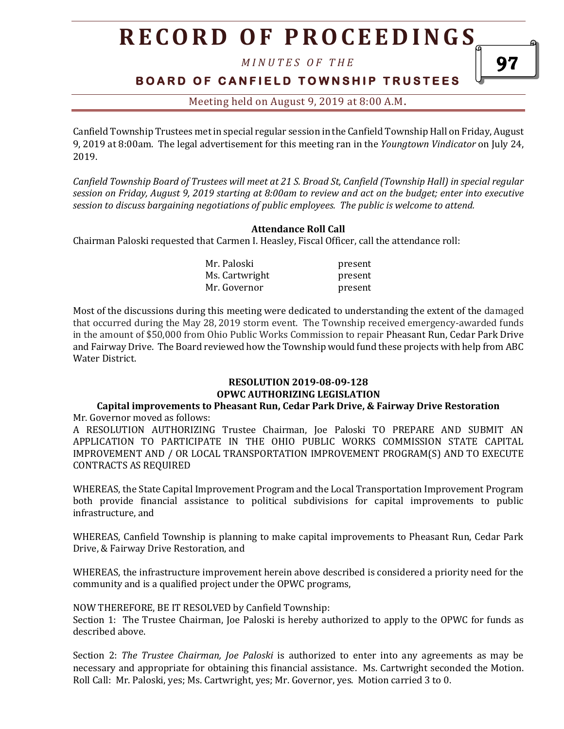Canfield Township Trustees met in special regular session in the Canfield Township Hall on Friday, August 9, 2019 at 8:00am. The legal advertisement for this meeting ran in the *Youngtown Vindicator* on July 24, 2019.

*Canfield Township Board of Trustees will meet at 21 S. Broad St, Canfield (Township Hall) in special regular session on Friday, August 9, 2019 starting at 8:00am to review and act on the budget; enter into executive session to discuss bargaining negotiations of public employees. The public is welcome to attend.*

**Attendance Roll Call**

Chairman Paloski requested that Carmen I. Heasley, Fiscal Officer, call the attendance roll:

| | |
|---|---|
| Mr. Paloski | present |
| Ms. Cartwright | present |
| Mr. Governor | present |

Most of the discussions during this meeting were dedicated to understanding the extent of the damaged that occurred during the May 28, 2019 storm event. The Township received emergency-awarded funds in the amount of $50,000 from Ohio Public Works Commission to repair Pheasant Run, Cedar Park Drive and Fairway Drive. The Board reviewed how the Township would fund these projects with help from ABC Water District.

**RESOLUTION 2019-08-09-128**
**OPWC AUTHORIZING LEGISLATION**
**Capital improvements to Pheasant Run, Cedar Park Drive, & Fairway Drive Restoration**

Mr. Governor moved as follows:

A RESOLUTION AUTHORIZING Trustee Chairman, Joe Paloski TO PREPARE AND SUBMIT AN APPLICATION TO PARTICIPATE IN THE OHIO PUBLIC WORKS COMMISSION STATE CAPITAL IMPROVEMENT AND / OR LOCAL TRANSPORTATION IMPROVEMENT PROGRAM(S) AND TO EXECUTE CONTRACTS AS REQUIRED

WHEREAS, the State Capital Improvement Program and the Local Transportation Improvement Program both provide financial assistance to political subdivisions for capital improvements to public infrastructure, and

WHEREAS, Canfield Township is planning to make capital improvements to Pheasant Run, Cedar Park Drive, & Fairway Drive Restoration, and

WHEREAS, the infrastructure improvement herein above described is considered a priority need for the community and is a qualified project under the OPWC programs,

NOW THEREFORE, BE IT RESOLVED by Canfield Township:

Section 1: The Trustee Chairman, Joe Paloski is hereby authorized to apply to the OPWC for funds as described above.

Section 2: *The Trustee Chairman, Joe Paloski* is authorized to enter into any agreements as may be necessary and appropriate for obtaining this financial assistance. Ms. Cartwright seconded the Motion. Roll Call: Mr. Paloski, yes; Ms. Cartwright, yes; Mr. Governor, yes. Motion carried 3 to 0.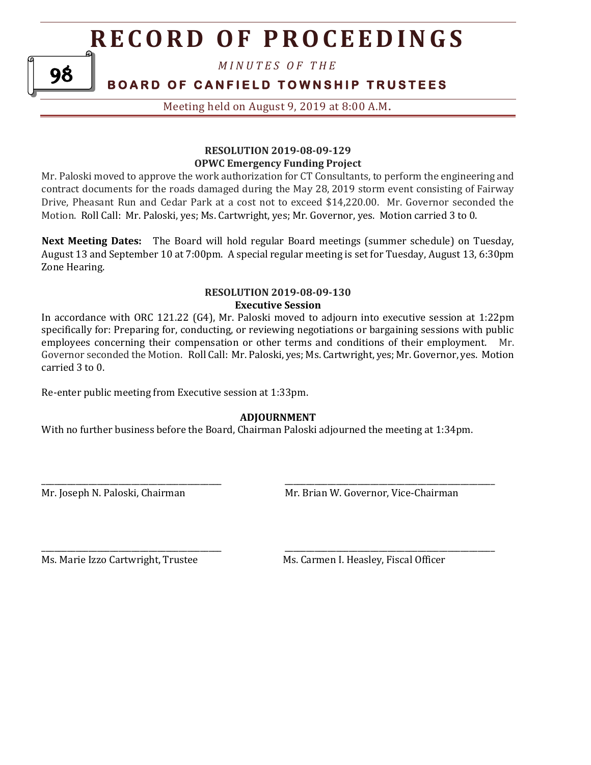**RESOLUTION 2019-08-09-129**
**OPWC Emergency Funding Project**

Mr. Paloski moved to approve the work authorization for CT Consultants, to perform the engineering and contract documents for the roads damaged during the May 28, 2019 storm event consisting of Fairway Drive, Pheasant Run and Cedar Park at a cost not to exceed $14,220.00. Mr. Governor seconded the Motion. Roll Call: Mr. Paloski, yes; Ms. Cartwright, yes; Mr. Governor, yes. Motion carried 3 to 0.

**Next Meeting Dates:** The Board will hold regular Board meetings (summer schedule) on Tuesday, August 13 and September 10 at 7:00pm. A special regular meeting is set for Tuesday, August 13, 6:30pm Zone Hearing.

**RESOLUTION 2019-08-09-130**
**Executive Session**

In accordance with ORC 121.22 (G4), Mr. Paloski moved to adjourn into executive session at 1:22pm specifically for: Preparing for, conducting, or reviewing negotiations or bargaining sessions with public employees concerning their compensation or other terms and conditions of their employment. Mr. Governor seconded the Motion. Roll Call: Mr. Paloski, yes; Ms. Cartwright, yes; Mr. Governor, yes. Motion carried 3 to 0.

Re-enter public meeting from Executive session at 1:33pm.

**ADJOURNMENT**

With no further business before the Board, Chairman Paloski adjourned the meeting at 1:34pm.

\_\_\_\_\_\_\_\_\_\_\_\_\_\_\_\_\_\_\_\_\_\_\_\_\_\_\_\_\_\_\_\_\_\_\_\_\_\_\_\_
Mr. Joseph N. Paloski, Chairman

\_\_\_\_\_\_\_\_\_\_\_\_\_\_\_\_\_\_\_\_\_\_\_\_\_\_\_\_\_\_\_\_\_\_\_\_\_\_\_\_
Mr. Brian W. Governor, Vice-Chairman

\_\_\_\_\_\_\_\_\_\_\_\_\_\_\_\_\_\_\_\_\_\_\_\_\_\_\_\_\_\_\_\_\_\_\_\_\_\_\_\_
Ms. Marie Izzo Cartwright, Trustee

\_\_\_\_\_\_\_\_\_\_\_\_\_\_\_\_\_\_\_\_\_\_\_\_\_\_\_\_\_\_\_\_\_\_\_\_\_\_\_\_
Ms. Carmen I. Heasley, Fiscal Officer